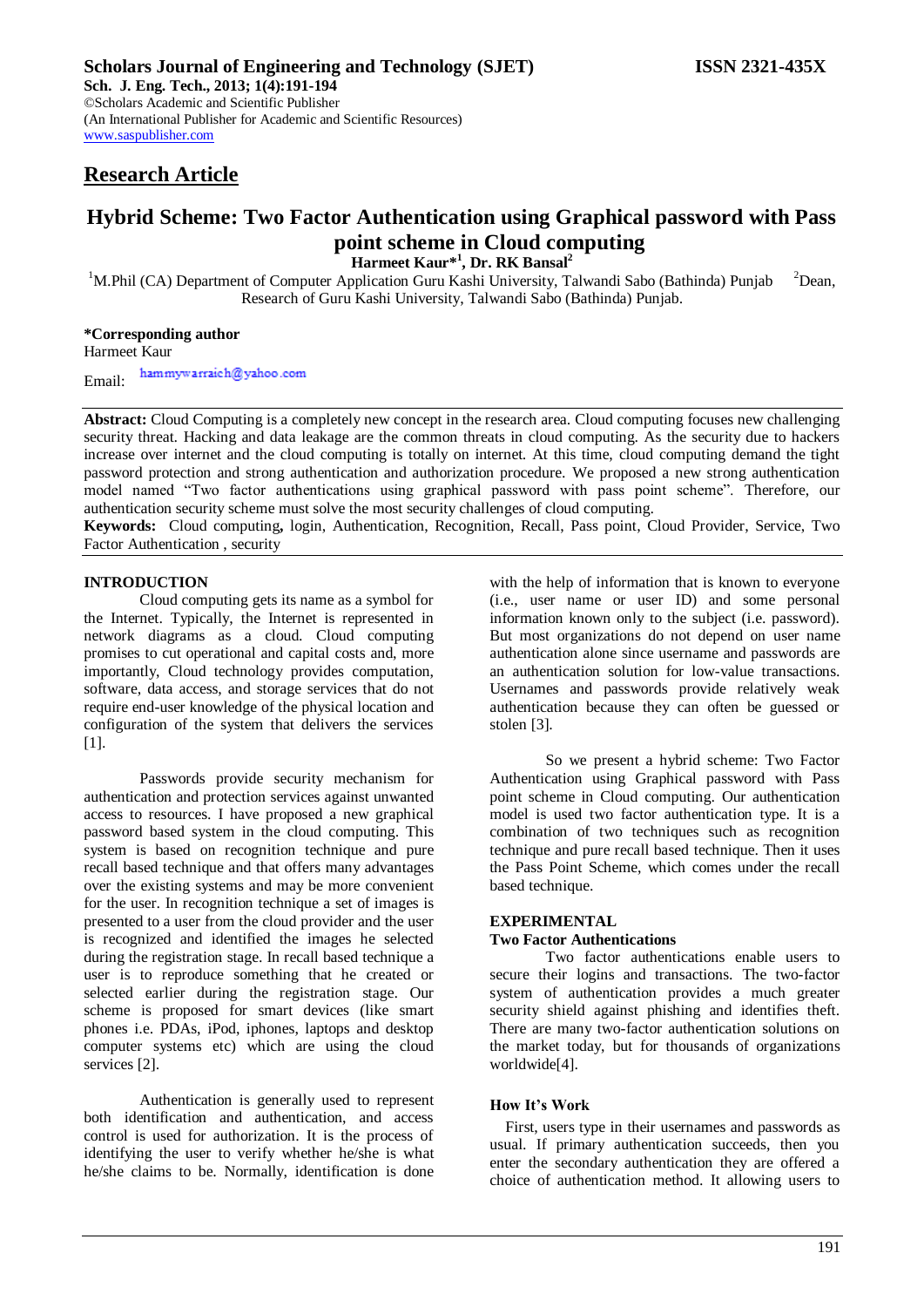**Scholars Journal of Engineering and Technology (SJET)** **ISSN 2321-435X**

**Sch. J. Eng. Tech., 2013; 1(4):191-194**
©Scholars Academic and Scientific Publisher
(An International Publisher for Academic and Scientific Resources)
www.saspublisher.com

## Research Article

# Hybrid Scheme: Two Factor Authentication using Graphical password with Pass point scheme in Cloud computing

**Harmeet Kaur*[1], Dr. RK Bansal[2]**

[1]M.Phil (CA) Department of Computer Application Guru Kashi University, Talwandi Sabo (Bathinda) Punjab [2]Dean, Research of Guru Kashi University, Talwandi Sabo (Bathinda) Punjab.

**\*Corresponding author**
Harmeet Kaur
Email: hammywarraich@yahoo.com

**Abstract:** Cloud Computing is a completely new concept in the research area. Cloud computing focuses new challenging security threat. Hacking and data leakage are the common threats in cloud computing. As the security due to hackers increase over internet and the cloud computing is totally on internet. At this time, cloud computing demand the tight password protection and strong authentication and authorization procedure. We proposed a new strong authentication model named "Two factor authentications using graphical password with pass point scheme". Therefore, our authentication security scheme must solve the most security challenges of cloud computing.

**Keywords:** Cloud computing**,** login, Authentication, Recognition, Recall, Pass point, Cloud Provider, Service, Two Factor Authentication , security

## INTRODUCTION

Cloud computing gets its name as a symbol for the Internet. Typically, the Internet is represented in network diagrams as a cloud. Cloud computing promises to cut operational and capital costs and, more importantly, Cloud technology provides computation, software, data access, and storage services that do not require end-user knowledge of the physical location and configuration of the system that delivers the services [1].

Passwords provide security mechanism for authentication and protection services against unwanted access to resources. I have proposed a new graphical password based system in the cloud computing. This system is based on recognition technique and pure recall based technique and that offers many advantages over the existing systems and may be more convenient for the user. In recognition technique a set of images is presented to a user from the cloud provider and the user is recognized and identified the images he selected during the registration stage. In recall based technique a user is to reproduce something that he created or selected earlier during the registration stage. Our scheme is proposed for smart devices (like smart phones i.e. PDAs, iPod, iphones, laptops and desktop computer systems etc) which are using the cloud services [2].

Authentication is generally used to represent both identification and authentication, and access control is used for authorization. It is the process of identifying the user to verify whether he/she is what he/she claims to be. Normally, identification is done with the help of information that is known to everyone (i.e., user name or user ID) and some personal information known only to the subject (i.e. password). But most organizations do not depend on user name authentication alone since username and passwords are an authentication solution for low-value transactions. Usernames and passwords provide relatively weak authentication because they can often be guessed or stolen [3].

So we present a hybrid scheme: Two Factor Authentication using Graphical password with Pass point scheme in Cloud computing. Our authentication model is used two factor authentication type. It is a combination of two techniques such as recognition technique and pure recall based technique. Then it uses the Pass Point Scheme, which comes under the recall based technique.

## EXPERIMENTAL

### Two Factor Authentications

Two factor authentications enable users to secure their logins and transactions. The two-factor system of authentication provides a much greater security shield against phishing and identifies theft. There are many two-factor authentication solutions on the market today, but for thousands of organizations worldwide[4].

### How It's Work

First, users type in their usernames and passwords as usual. If primary authentication succeeds, then you enter the secondary authentication they are offered a choice of authentication method. It allowing users to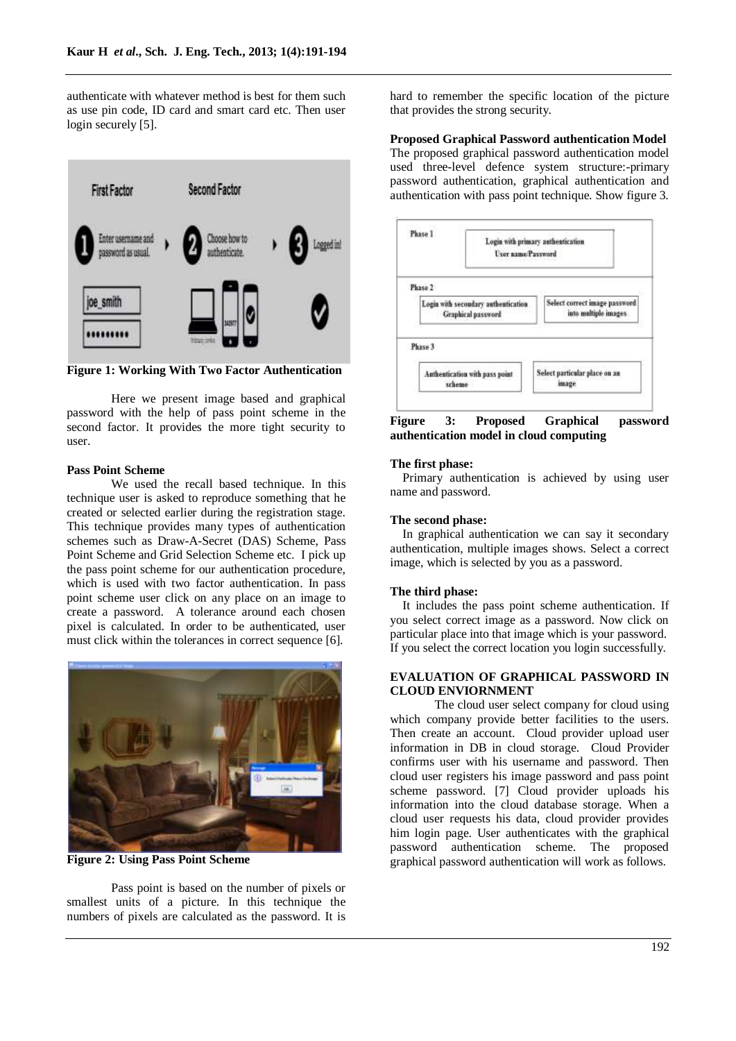authenticate with whatever method is best for them such as use pin code, ID card and smart card etc. Then user login securely [5].

**Figure 1: Working With Two Factor Authentication**

Here we present image based and graphical password with the help of pass point scheme in the second factor. It provides the more tight security to user.

**Pass Point Scheme**

We used the recall based technique. In this technique user is asked to reproduce something that he created or selected earlier during the registration stage. This technique provides many types of authentication schemes such as Draw-A-Secret (DAS) Scheme, Pass Point Scheme and Grid Selection Scheme etc. I pick up the pass point scheme for our authentication procedure, which is used with two factor authentication. In pass point scheme user click on any place on an image to create a password. A tolerance around each chosen pixel is calculated. In order to be authenticated, user must click within the tolerances in correct sequence [6].

**Figure 2: Using Pass Point Scheme**

Pass point is based on the number of pixels or smallest units of a picture. In this technique the numbers of pixels are calculated as the password. It is hard to remember the specific location of the picture that provides the strong security.

**Proposed Graphical Password authentication Model**

The proposed graphical password authentication model used three-level defence system structure:-primary password authentication, graphical authentication and authentication with pass point technique. Show figure 3.

**Figure 3: Proposed Graphical password authentication model in cloud computing**

**The first phase:**

Primary authentication is achieved by using user name and password.

**The second phase:**

In graphical authentication we can say it secondary authentication, multiple images shows. Select a correct image, which is selected by you as a password.

**The third phase:**

It includes the pass point scheme authentication. If you select correct image as a password. Now click on particular place into that image which is your password. If you select the correct location you login successfully.

## EVALUATION OF GRAPHICAL PASSWORD IN CLOUD ENVIORNMENT

The cloud user select company for cloud using which company provide better facilities to the users. Then create an account. Cloud provider upload user information in DB in cloud storage. Cloud Provider confirms user with his username and password. Then cloud user registers his image password and pass point scheme password. [7] Cloud provider uploads his information into the cloud database storage. When a cloud user requests his data, cloud provider provides him login page. User authenticates with the graphical password authentication scheme. The proposed graphical password authentication will work as follows.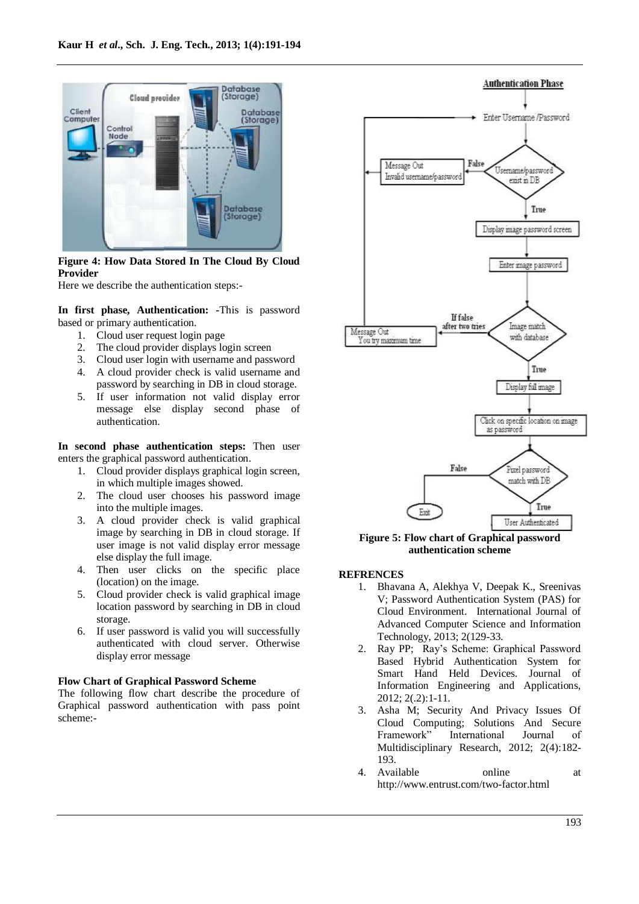**Figure 4: How Data Stored In The Cloud By Cloud Provider**

Here we describe the authentication steps:-

**In first phase, Authentication: -**This is password based or primary authentication.

1. Cloud user request login page
2. The cloud provider displays login screen
3. Cloud user login with username and password
4. A cloud provider check is valid username and password by searching in DB in cloud storage.
5. If user information not valid display error message else display second phase of authentication.

**In second phase authentication steps:** Then user enters the graphical password authentication.

1. Cloud provider displays graphical login screen, in which multiple images showed.
2. The cloud user chooses his password image into the multiple images.
3. A cloud provider check is valid graphical image by searching in DB in cloud storage. If user image is not valid display error message else display the full image.
4. Then user clicks on the specific place (location) on the image.
5. Cloud provider check is valid graphical image location password by searching in DB in cloud storage.
6. If user password is valid you will successfully authenticated with cloud server. Otherwise display error message

**Flow Chart of Graphical Password Scheme**

The following flow chart describe the procedure of Graphical password authentication with pass point scheme:-

**Figure 5: Flow chart of Graphical password authentication scheme**

## REFRENCES

1. Bhavana A, Alekhya V, Deepak K., Sreenivas V; Password Authentication System (PAS) for Cloud Environment. International Journal of Advanced Computer Science and Information Technology, 2013; 2(129-33.
2. Ray PP; Ray's Scheme: Graphical Password Based Hybrid Authentication System for Smart Hand Held Devices. Journal of Information Engineering and Applications, 2012; 2(.2):1-11.
3. Asha M; Security And Privacy Issues Of Cloud Computing; Solutions And Secure Framework" International Journal of Multidisciplinary Research, 2012; 2(4):182-193.
4. Available online at http://www.entrust.com/two-factor.html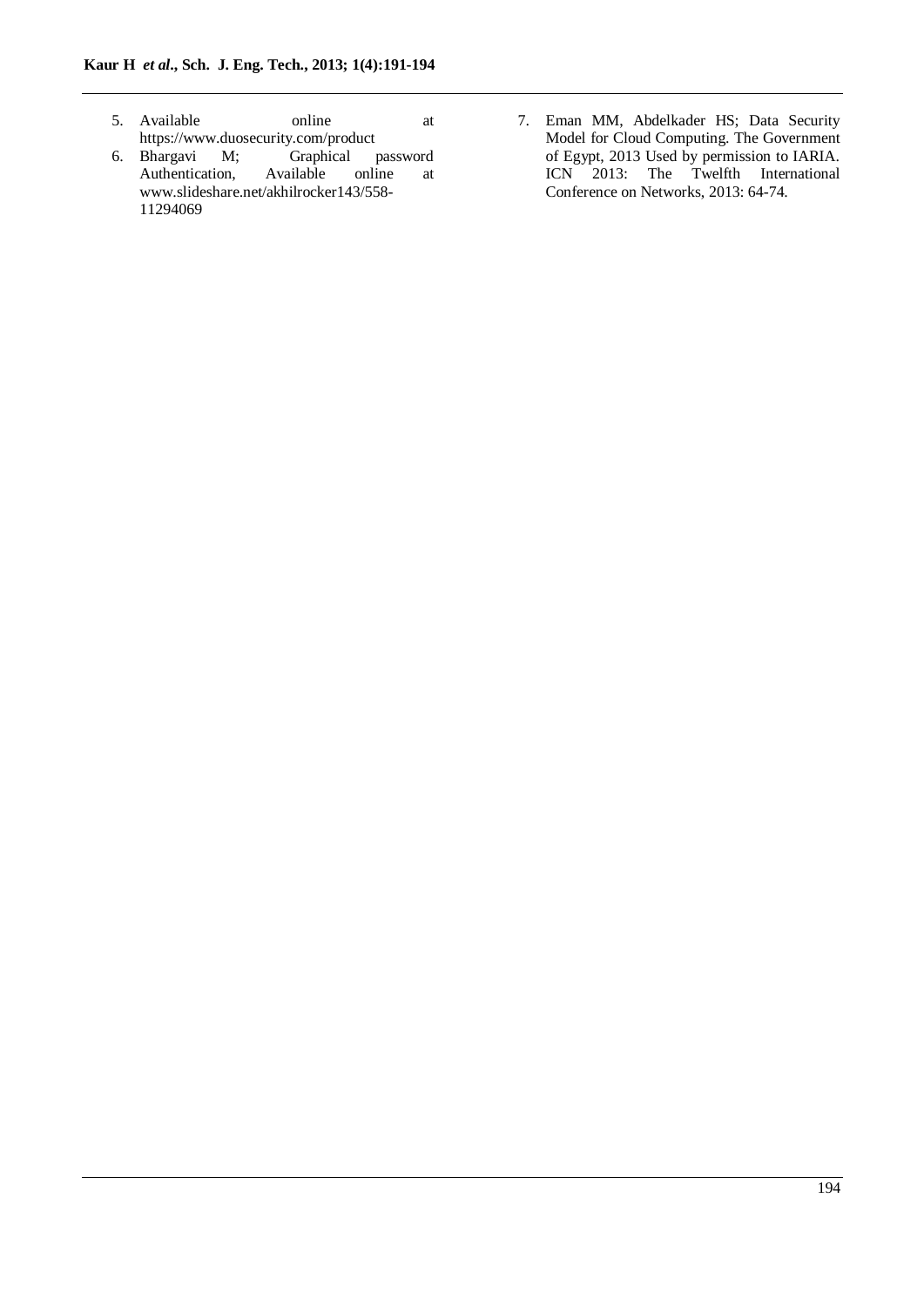5. Available online at https://www.duosecurity.com/product
6. Bhargavi M; Graphical password Authentication, Available online at www.slideshare.net/akhilrocker143/558-11294069
7. Eman MM, Abdelkader HS; Data Security Model for Cloud Computing. The Government of Egypt, 2013 Used by permission to IARIA. ICN 2013: The Twelfth International Conference on Networks, 2013: 64-74.